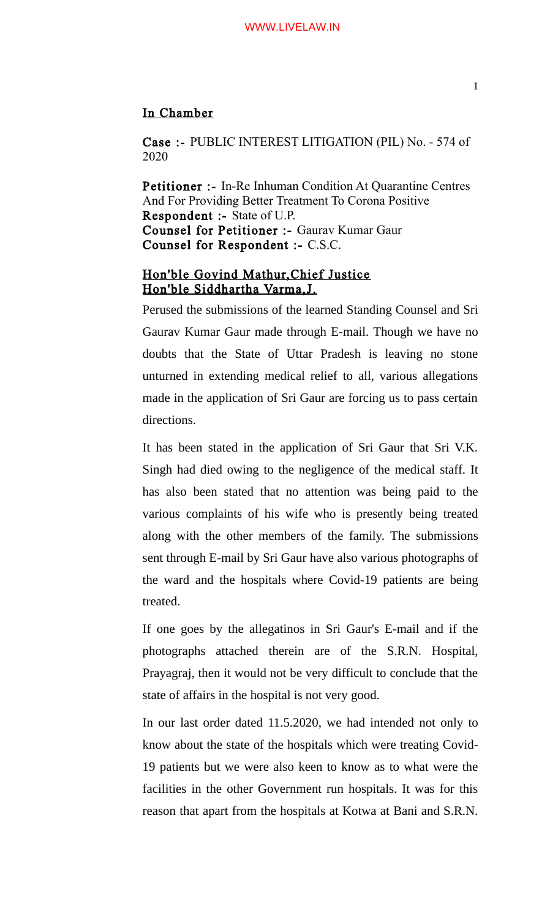**In Chamber**

**Case :-** PUBLIC INTEREST LITIGATION (PIL) No. - 574 of 2020

**Petitioner :-** In-Re Inhuman Condition At Quarantine Centres And For Providing Better Treatment To Corona Positive
**Respondent :-** State of U.P.
**Counsel for Petitioner :-** Gaurav Kumar Gaur
**Counsel for Respondent :-** C.S.C.

**Hon'ble Govind Mathur,Chief Justice**
**Hon'ble Siddhartha Varma,J.**

Perused the submissions of the learned Standing Counsel and Sri Gaurav Kumar Gaur made through E-mail. Though we have no doubts that the State of Uttar Pradesh is leaving no stone unturned in extending medical relief to all, various allegations made in the application of Sri Gaur are forcing us to pass certain directions.

It has been stated in the application of Sri Gaur that Sri V.K. Singh had died owing to the negligence of the medical staff. It has also been stated that no attention was being paid to the various complaints of his wife who is presently being treated along with the other members of the family. The submissions sent through E-mail by Sri Gaur have also various photographs of the ward and the hospitals where Covid-19 patients are being treated.

If one goes by the allegatinos in Sri Gaur's E-mail and if the photographs attached therein are of the S.R.N. Hospital, Prayagraj, then it would not be very difficult to conclude that the state of affairs in the hospital is not very good.

In our last order dated 11.5.2020, we had intended not only to know about the state of the hospitals which were treating Covid-19 patients but we were also keen to know as to what were the facilities in the other Government run hospitals. It was for this reason that apart from the hospitals at Kotwa at Bani and S.R.N.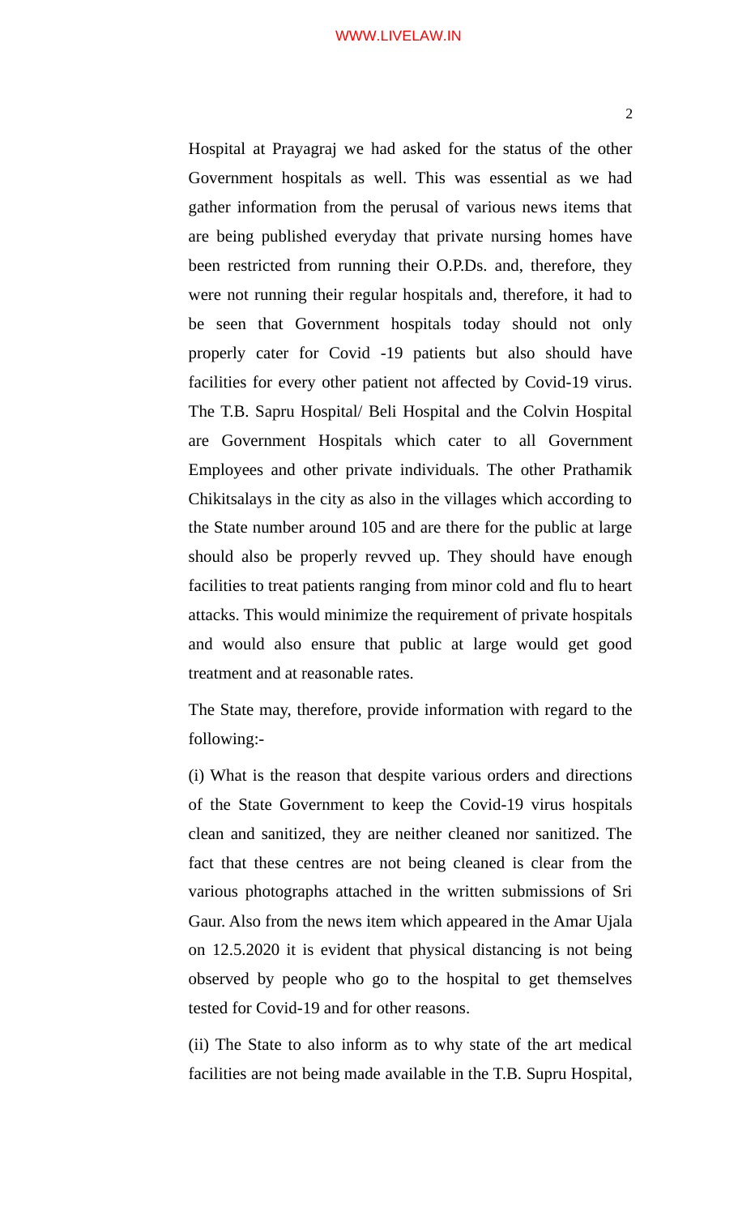Hospital at Prayagraj we had asked for the status of the other Government hospitals as well. This was essential as we had gather information from the perusal of various news items that are being published everyday that private nursing homes have been restricted from running their O.P.Ds. and, therefore, they were not running their regular hospitals and, therefore, it had to be seen that Government hospitals today should not only properly cater for Covid -19 patients but also should have facilities for every other patient not affected by Covid-19 virus. The T.B. Sapru Hospital/ Beli Hospital and the Colvin Hospital are Government Hospitals which cater to all Government Employees and other private individuals. The other Prathamik Chikitsalays in the city as also in the villages which according to the State number around 105 and are there for the public at large should also be properly revved up. They should have enough facilities to treat patients ranging from minor cold and flu to heart attacks. This would minimize the requirement of private hospitals and would also ensure that public at large would get good treatment and at reasonable rates.

The State may, therefore, provide information with regard to the following:-

(i) What is the reason that despite various orders and directions of the State Government to keep the Covid-19 virus hospitals clean and sanitized, they are neither cleaned nor sanitized. The fact that these centres are not being cleaned is clear from the various photographs attached in the written submissions of Sri Gaur. Also from the news item which appeared in the Amar Ujala on 12.5.2020 it is evident that physical distancing is not being observed by people who go to the hospital to get themselves tested for Covid-19 and for other reasons.

(ii) The State to also inform as to why state of the art medical facilities are not being made available in the T.B. Supru Hospital,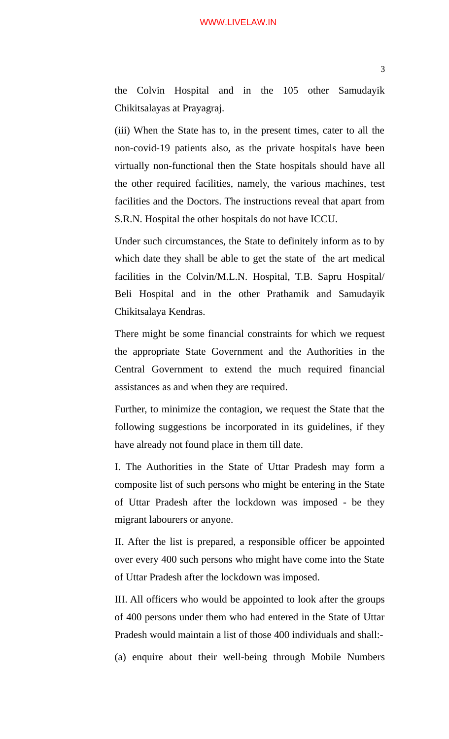the Colvin Hospital and in the 105 other Samudayik Chikitsalayas at Prayagraj.

(iii) When the State has to, in the present times, cater to all the non-covid-19 patients also, as the private hospitals have been virtually non-functional then the State hospitals should have all the other required facilities, namely, the various machines, test facilities and the Doctors. The instructions reveal that apart from S.R.N. Hospital the other hospitals do not have ICCU.

Under such circumstances, the State to definitely inform as to by which date they shall be able to get the state of the art medical facilities in the Colvin/M.L.N. Hospital, T.B. Sapru Hospital/ Beli Hospital and in the other Prathamik and Samudayik Chikitsalaya Kendras.

There might be some financial constraints for which we request the appropriate State Government and the Authorities in the Central Government to extend the much required financial assistances as and when they are required.

Further, to minimize the contagion, we request the State that the following suggestions be incorporated in its guidelines, if they have already not found place in them till date.

I. The Authorities in the State of Uttar Pradesh may form a composite list of such persons who might be entering in the State of Uttar Pradesh after the lockdown was imposed - be they migrant labourers or anyone.

II. After the list is prepared, a responsible officer be appointed over every 400 such persons who might have come into the State of Uttar Pradesh after the lockdown was imposed.

III. All officers who would be appointed to look after the groups of 400 persons under them who had entered in the State of Uttar Pradesh would maintain a list of those 400 individuals and shall:-

(a) enquire about their well-being through Mobile Numbers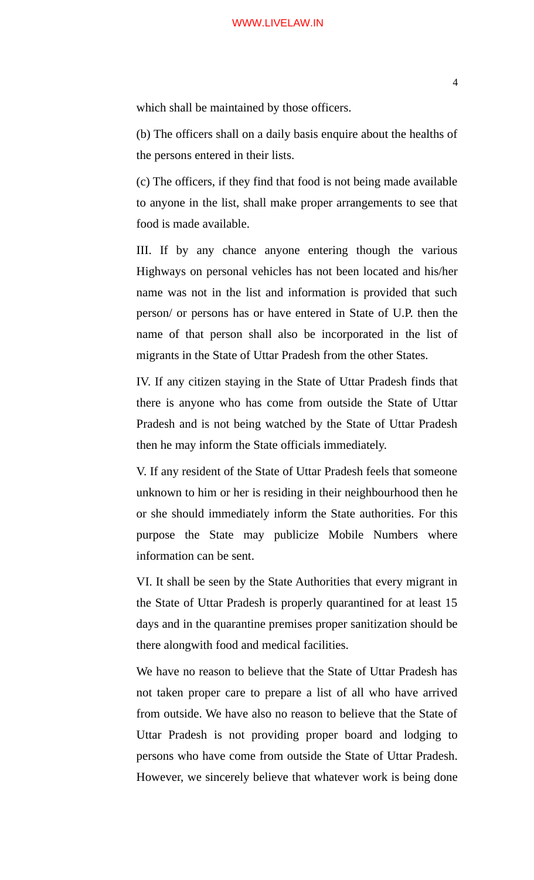which shall be maintained by those officers.

(b) The officers shall on a daily basis enquire about the healths of the persons entered in their lists.

(c) The officers, if they find that food is not being made available to anyone in the list, shall make proper arrangements to see that food is made available.

III. If by any chance anyone entering though the various Highways on personal vehicles has not been located and his/her name was not in the list and information is provided that such person/ or persons has or have entered in State of U.P. then the name of that person shall also be incorporated in the list of migrants in the State of Uttar Pradesh from the other States.

IV. If any citizen staying in the State of Uttar Pradesh finds that there is anyone who has come from outside the State of Uttar Pradesh and is not being watched by the State of Uttar Pradesh then he may inform the State officials immediately.

V. If any resident of the State of Uttar Pradesh feels that someone unknown to him or her is residing in their neighbourhood then he or she should immediately inform the State authorities. For this purpose the State may publicize Mobile Numbers where information can be sent.

VI. It shall be seen by the State Authorities that every migrant in the State of Uttar Pradesh is properly quarantined for at least 15 days and in the quarantine premises proper sanitization should be there alongwith food and medical facilities.

We have no reason to believe that the State of Uttar Pradesh has not taken proper care to prepare a list of all who have arrived from outside. We have also no reason to believe that the State of Uttar Pradesh is not providing proper board and lodging to persons who have come from outside the State of Uttar Pradesh. However, we sincerely believe that whatever work is being done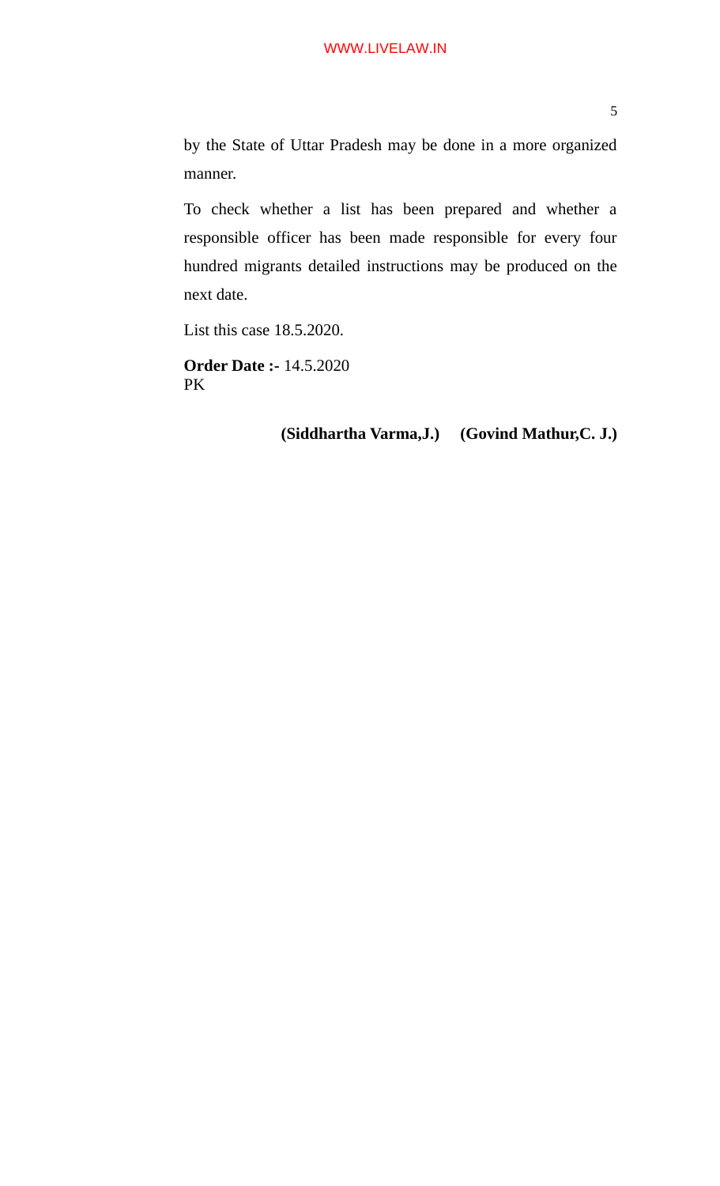by the State of Uttar Pradesh may be done in a more organized manner.

To check whether a list has been prepared and whether a responsible officer has been made responsible for every four hundred migrants detailed instructions may be produced on the next date.

List this case 18.5.2020.

**Order Date :-** 14.5.2020
PK

**(Siddhartha Varma,J.)** **(Govind Mathur,C. J.)**